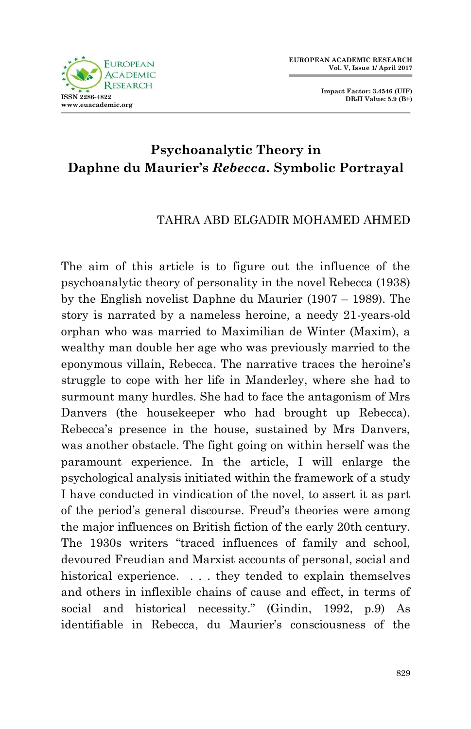# Psychoanalytic Theory in Daphne du Maurier's *Rebecca*. Symbolic Portrayal

TAHRA ABD ELGADIR MOHAMED AHMED

The aim of this article is to figure out the influence of the psychoanalytic theory of personality in the novel Rebecca (1938) by the English novelist Daphne du Maurier (1907 – 1989). The story is narrated by a nameless heroine, a needy 21-years-old orphan who was married to Maximilian de Winter (Maxim), a wealthy man double her age who was previously married to the eponymous villain, Rebecca. The narrative traces the heroine's struggle to cope with her life in Manderley, where she had to surmount many hurdles. She had to face the antagonism of Mrs Danvers (the housekeeper who had brought up Rebecca). Rebecca's presence in the house, sustained by Mrs Danvers, was another obstacle. The fight going on within herself was the paramount experience. In the article, I will enlarge the psychological analysis initiated within the framework of a study I have conducted in vindication of the novel, to assert it as part of the period's general discourse. Freud's theories were among the major influences on British fiction of the early 20th century. The 1930s writers "traced influences of family and school, devoured Freudian and Marxist accounts of personal, social and historical experience. . . . they tended to explain themselves and others in inflexible chains of cause and effect, in terms of social and historical necessity." (Gindin, 1992, p.9) As identifiable in Rebecca, du Maurier's consciousness of the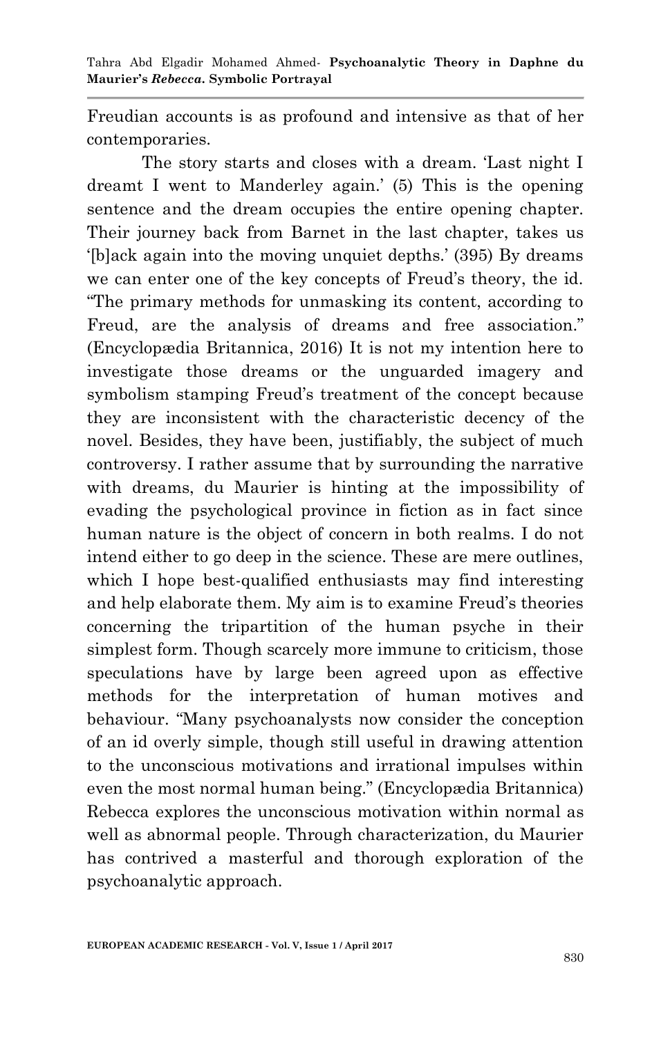Freudian accounts is as profound and intensive as that of her contemporaries.

The story starts and closes with a dream. 'Last night I dreamt I went to Manderley again.' (5) This is the opening sentence and the dream occupies the entire opening chapter. Their journey back from Barnet in the last chapter, takes us '[b]ack again into the moving unquiet depths.' (395) By dreams we can enter one of the key concepts of Freud's theory, the id. "The primary methods for unmasking its content, according to Freud, are the analysis of dreams and free association." (Encyclopædia Britannica, 2016) It is not my intention here to investigate those dreams or the unguarded imagery and symbolism stamping Freud's treatment of the concept because they are inconsistent with the characteristic decency of the novel. Besides, they have been, justifiably, the subject of much controversy. I rather assume that by surrounding the narrative with dreams, du Maurier is hinting at the impossibility of evading the psychological province in fiction as in fact since human nature is the object of concern in both realms. I do not intend either to go deep in the science. These are mere outlines, which I hope best-qualified enthusiasts may find interesting and help elaborate them. My aim is to examine Freud's theories concerning the tripartition of the human psyche in their simplest form. Though scarcely more immune to criticism, those speculations have by large been agreed upon as effective methods for the interpretation of human motives and behaviour. "Many psychoanalysts now consider the conception of an id overly simple, though still useful in drawing attention to the unconscious motivations and irrational impulses within even the most normal human being." (Encyclopædia Britannica) Rebecca explores the unconscious motivation within normal as well as abnormal people. Through characterization, du Maurier has contrived a masterful and thorough exploration of the psychoanalytic approach.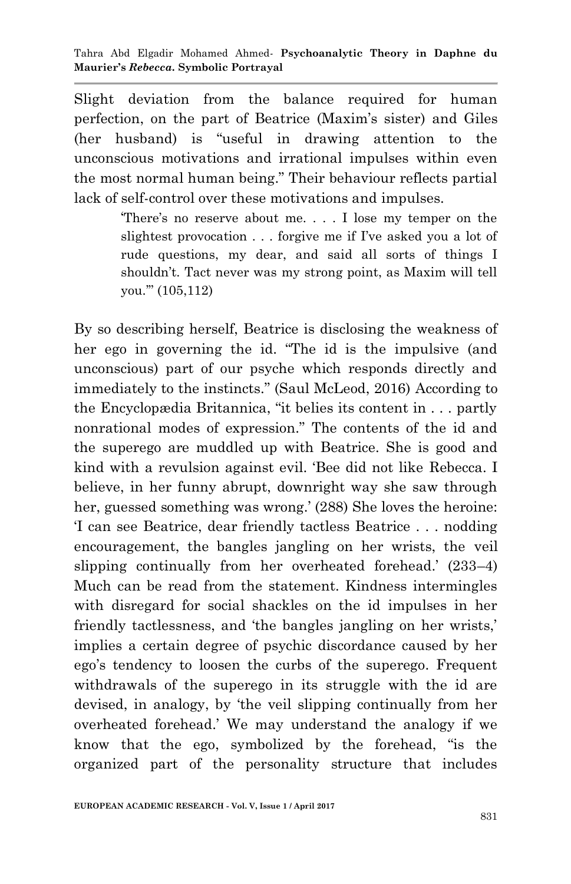Slight deviation from the balance required for human perfection, on the part of Beatrice (Maxim's sister) and Giles (her husband) is "useful in drawing attention to the unconscious motivations and irrational impulses within even the most normal human being." Their behaviour reflects partial lack of self-control over these motivations and impulses.

> 'There's no reserve about me. . . . I lose my temper on the slightest provocation . . . forgive me if I've asked you a lot of rude questions, my dear, and said all sorts of things I shouldn't. Tact never was my strong point, as Maxim will tell you.'" (105,112)

By so describing herself, Beatrice is disclosing the weakness of her ego in governing the id. "The id is the impulsive (and unconscious) part of our psyche which responds directly and immediately to the instincts." (Saul McLeod, 2016) According to the Encyclopædia Britannica, "it belies its content in . . . partly nonrational modes of expression." The contents of the id and the superego are muddled up with Beatrice. She is good and kind with a revulsion against evil. 'Bee did not like Rebecca. I believe, in her funny abrupt, downright way she saw through her, guessed something was wrong.' (288) She loves the heroine: 'I can see Beatrice, dear friendly tactless Beatrice . . . nodding encouragement, the bangles jangling on her wrists, the veil slipping continually from her overheated forehead.' (233–4) Much can be read from the statement. Kindness intermingles with disregard for social shackles on the id impulses in her friendly tactlessness, and 'the bangles jangling on her wrists,' implies a certain degree of psychic discordance caused by her ego's tendency to loosen the curbs of the superego. Frequent withdrawals of the superego in its struggle with the id are devised, in analogy, by 'the veil slipping continually from her overheated forehead.' We may understand the analogy if we know that the ego, symbolized by the forehead, "is the organized part of the personality structure that includes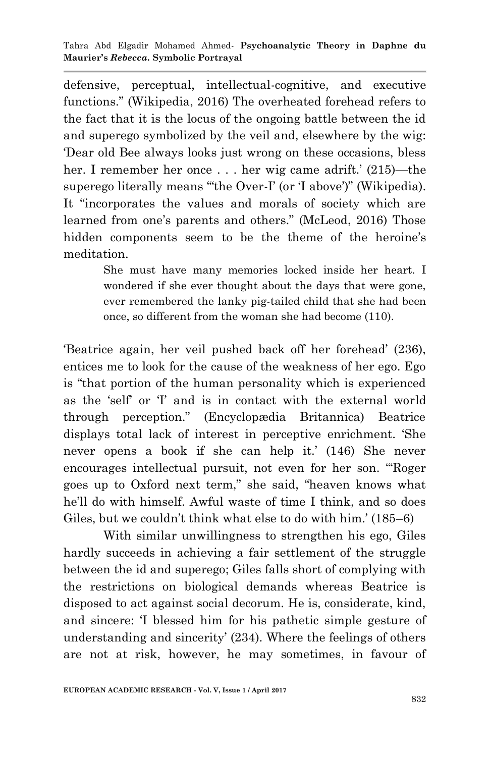defensive, perceptual, intellectual-cognitive, and executive functions." (Wikipedia, 2016) The overheated forehead refers to the fact that it is the locus of the ongoing battle between the id and superego symbolized by the veil and, elsewhere by the wig: 'Dear old Bee always looks just wrong on these occasions, bless her. I remember her once . . . her wig came adrift.' (215)—the superego literally means "'the Over-I' (or 'I above')" (Wikipedia). It "incorporates the values and morals of society which are learned from one's parents and others." (McLeod, 2016) Those hidden components seem to be the theme of the heroine's meditation.

> She must have many memories locked inside her heart. I wondered if she ever thought about the days that were gone, ever remembered the lanky pig-tailed child that she had been once, so different from the woman she had become (110).

'Beatrice again, her veil pushed back off her forehead' (236), entices me to look for the cause of the weakness of her ego. Ego is "that portion of the human personality which is experienced as the 'self' or 'I' and is in contact with the external world through perception." (Encyclopædia Britannica) Beatrice displays total lack of interest in perceptive enrichment. 'She never opens a book if she can help it.' (146) She never encourages intellectual pursuit, not even for her son. '"Roger goes up to Oxford next term," she said, "heaven knows what he'll do with himself. Awful waste of time I think, and so does Giles, but we couldn't think what else to do with him.' (185–6)

With similar unwillingness to strengthen his ego, Giles hardly succeeds in achieving a fair settlement of the struggle between the id and superego; Giles falls short of complying with the restrictions on biological demands whereas Beatrice is disposed to act against social decorum. He is, considerate, kind, and sincere: 'I blessed him for his pathetic simple gesture of understanding and sincerity' (234). Where the feelings of others are not at risk, however, he may sometimes, in favour of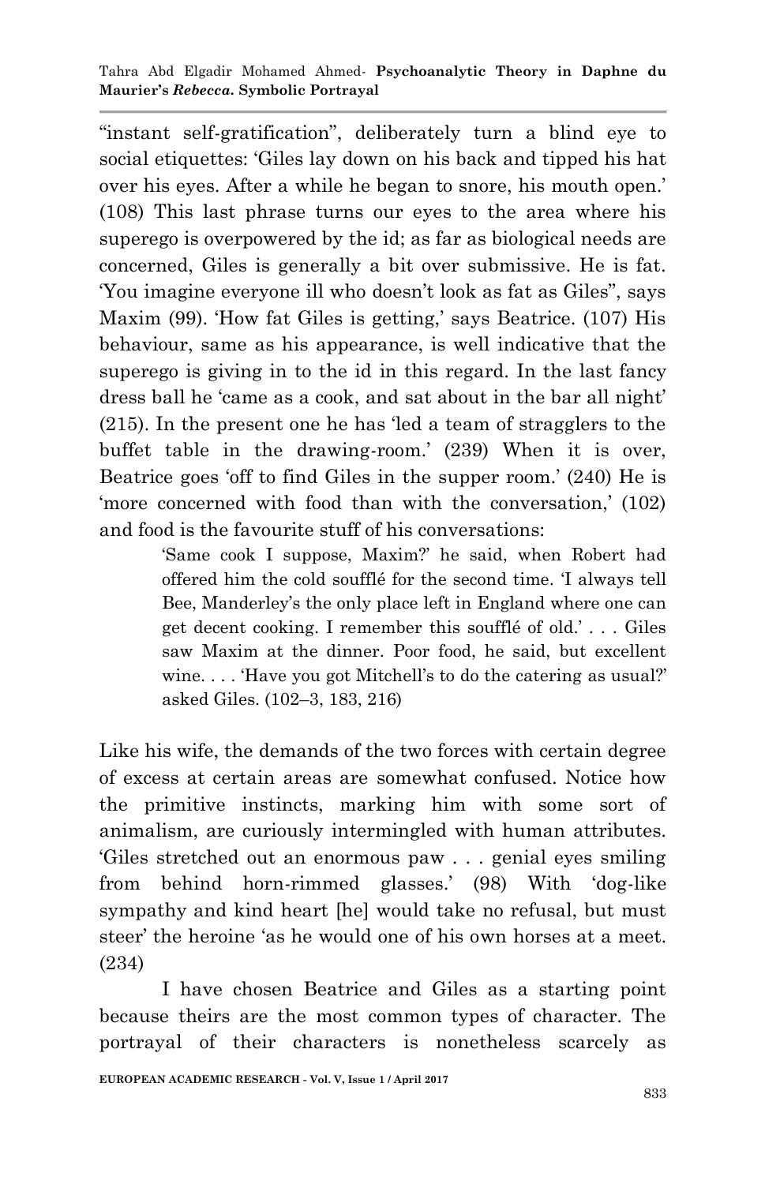"instant self-gratification", deliberately turn a blind eye to social etiquettes: 'Giles lay down on his back and tipped his hat over his eyes. After a while he began to snore, his mouth open.' (108) This last phrase turns our eyes to the area where his superego is overpowered by the id; as far as biological needs are concerned, Giles is generally a bit over submissive. He is fat. 'You imagine everyone ill who doesn't look as fat as Giles", says Maxim (99). 'How fat Giles is getting,' says Beatrice. (107) His behaviour, same as his appearance, is well indicative that the superego is giving in to the id in this regard. In the last fancy dress ball he 'came as a cook, and sat about in the bar all night' (215). In the present one he has 'led a team of stragglers to the buffet table in the drawing-room.' (239) When it is over, Beatrice goes 'off to find Giles in the supper room.' (240) He is 'more concerned with food than with the conversation,' (102) and food is the favourite stuff of his conversations:

> 'Same cook I suppose, Maxim?' he said, when Robert had offered him the cold soufflé for the second time. 'I always tell Bee, Manderley's the only place left in England where one can get decent cooking. I remember this soufflé of old.' . . . Giles saw Maxim at the dinner. Poor food, he said, but excellent wine. . . . 'Have you got Mitchell's to do the catering as usual?' asked Giles. (102–3, 183, 216)

Like his wife, the demands of the two forces with certain degree of excess at certain areas are somewhat confused. Notice how the primitive instincts, marking him with some sort of animalism, are curiously intermingled with human attributes. 'Giles stretched out an enormous paw . . . genial eyes smiling from behind horn-rimmed glasses.' (98) With 'dog-like sympathy and kind heart [he] would take no refusal, but must steer' the heroine 'as he would one of his own horses at a meet. (234)

I have chosen Beatrice and Giles as a starting point because theirs are the most common types of character. The portrayal of their characters is nonetheless scarcely as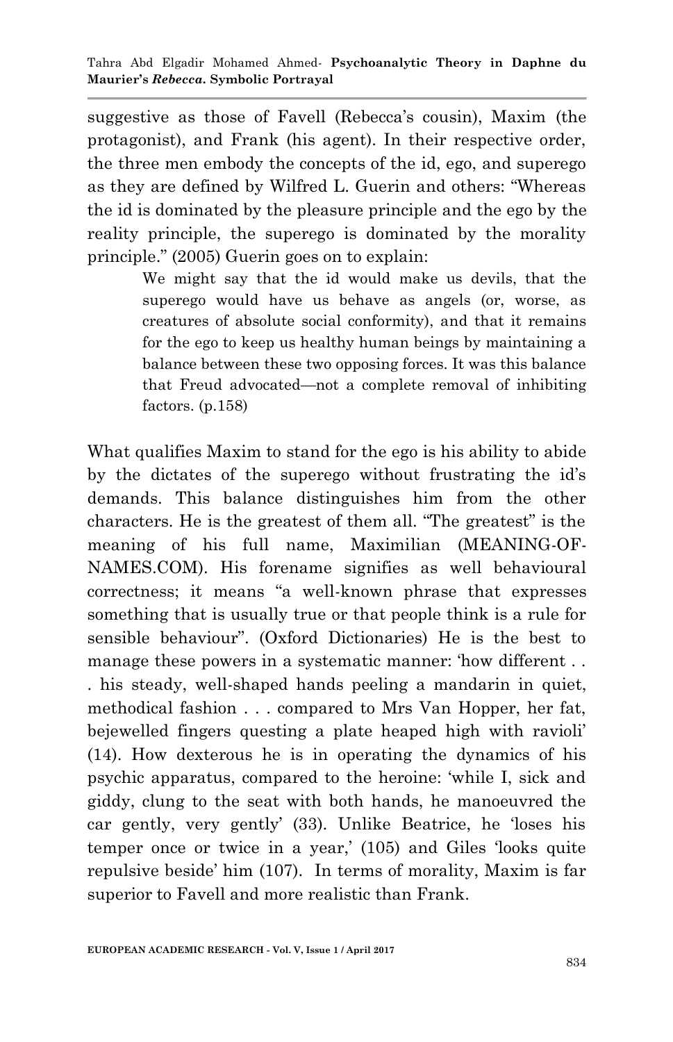suggestive as those of Favell (Rebecca's cousin), Maxim (the protagonist), and Frank (his agent). In their respective order, the three men embody the concepts of the id, ego, and superego as they are defined by Wilfred L. Guerin and others: "Whereas the id is dominated by the pleasure principle and the ego by the reality principle, the superego is dominated by the morality principle." (2005) Guerin goes on to explain:

> We might say that the id would make us devils, that the superego would have us behave as angels (or, worse, as creatures of absolute social conformity), and that it remains for the ego to keep us healthy human beings by maintaining a balance between these two opposing forces. It was this balance that Freud advocated—not a complete removal of inhibiting factors. (p.158)

What qualifies Maxim to stand for the ego is his ability to abide by the dictates of the superego without frustrating the id's demands. This balance distinguishes him from the other characters. He is the greatest of them all. "The greatest" is the meaning of his full name, Maximilian (MEANING-OF-NAMES.COM). His forename signifies as well behavioural correctness; it means "a well-known phrase that expresses something that is usually true or that people think is a rule for sensible behaviour". (Oxford Dictionaries) He is the best to manage these powers in a systematic manner: 'how different . . . his steady, well-shaped hands peeling a mandarin in quiet, methodical fashion . . . compared to Mrs Van Hopper, her fat, bejewelled fingers questing a plate heaped high with ravioli' (14). How dexterous he is in operating the dynamics of his psychic apparatus, compared to the heroine: 'while I, sick and giddy, clung to the seat with both hands, he manoeuvred the car gently, very gently' (33). Unlike Beatrice, he 'loses his temper once or twice in a year,' (105) and Giles 'looks quite repulsive beside' him (107). In terms of morality, Maxim is far superior to Favell and more realistic than Frank.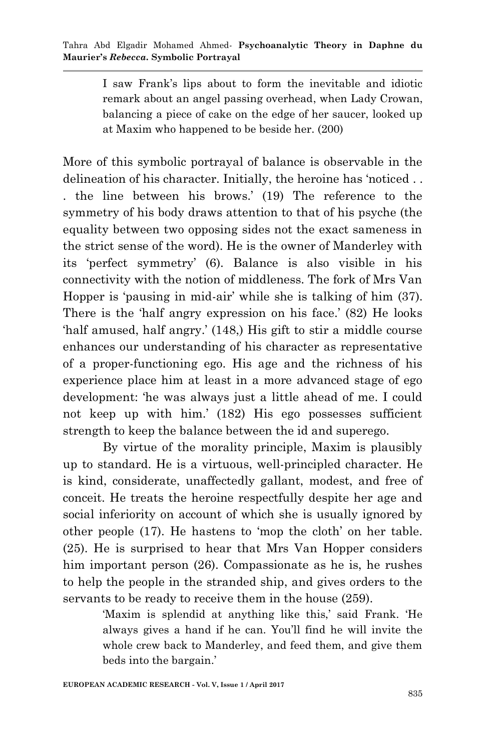> I saw Frank's lips about to form the inevitable and idiotic remark about an angel passing overhead, when Lady Crowan, balancing a piece of cake on the edge of her saucer, looked up at Maxim who happened to be beside her. (200)

More of this symbolic portrayal of balance is observable in the delineation of his character. Initially, the heroine has 'noticed . . . the line between his brows.' (19) The reference to the symmetry of his body draws attention to that of his psyche (the equality between two opposing sides not the exact sameness in the strict sense of the word). He is the owner of Manderley with its 'perfect symmetry' (6). Balance is also visible in his connectivity with the notion of middleness. The fork of Mrs Van Hopper is 'pausing in mid-air' while she is talking of him (37). There is the 'half angry expression on his face.' (82) He looks 'half amused, half angry.' (148,) His gift to stir a middle course enhances our understanding of his character as representative of a proper-functioning ego. His age and the richness of his experience place him at least in a more advanced stage of ego development: 'he was always just a little ahead of me. I could not keep up with him.' (182) His ego possesses sufficient strength to keep the balance between the id and superego.

By virtue of the morality principle, Maxim is plausibly up to standard. He is a virtuous, well-principled character. He is kind, considerate, unaffectedly gallant, modest, and free of conceit. He treats the heroine respectfully despite her age and social inferiority on account of which she is usually ignored by other people (17). He hastens to 'mop the cloth' on her table. (25). He is surprised to hear that Mrs Van Hopper considers him important person (26). Compassionate as he is, he rushes to help the people in the stranded ship, and gives orders to the servants to be ready to receive them in the house (259).

> 'Maxim is splendid at anything like this,' said Frank. 'He always gives a hand if he can. You'll find he will invite the whole crew back to Manderley, and feed them, and give them beds into the bargain.'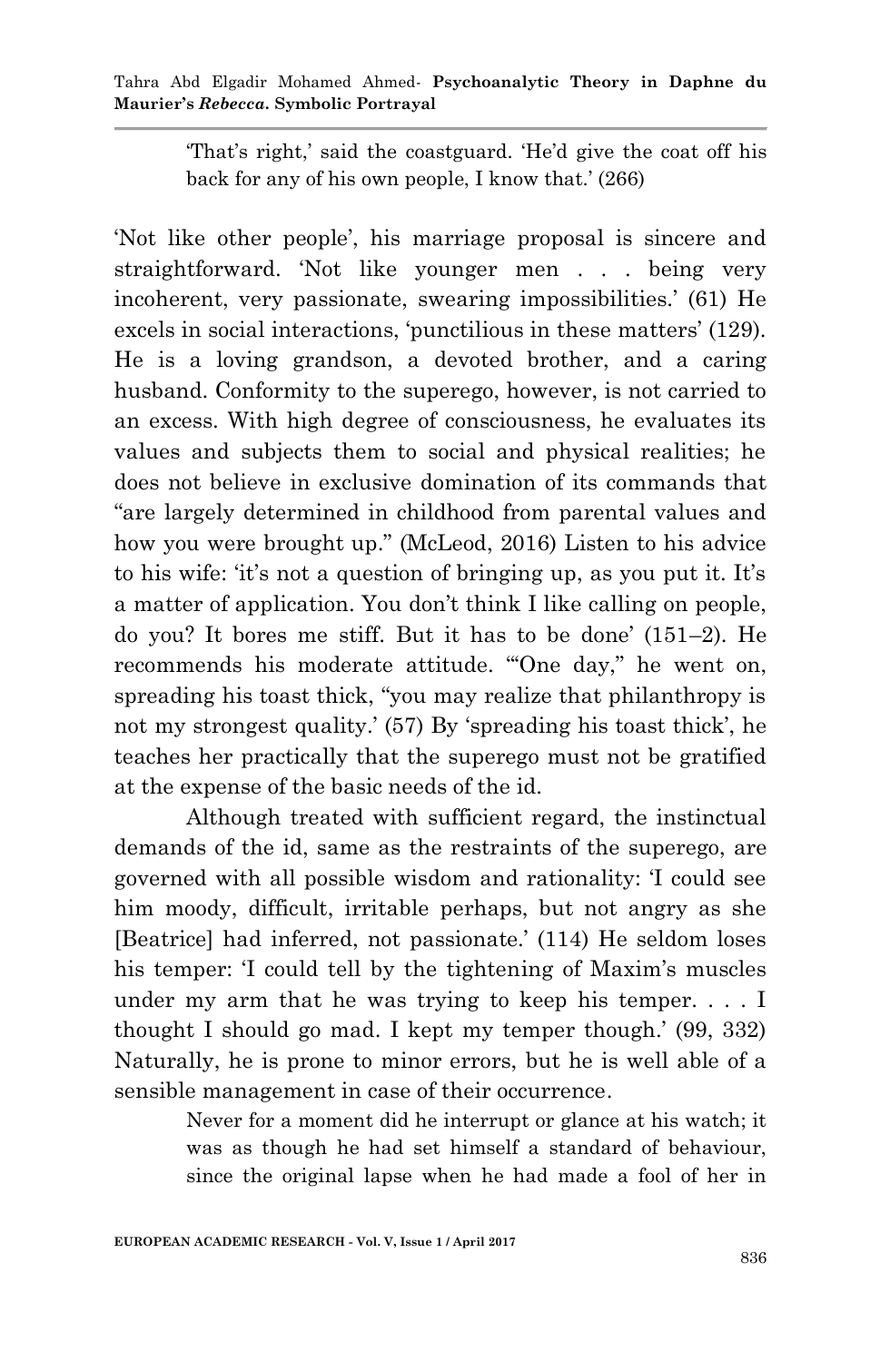> 'That's right,' said the coastguard. 'He'd give the coat off his back for any of his own people, I know that.' (266)

'Not like other people', his marriage proposal is sincere and straightforward. 'Not like younger men . . . being very incoherent, very passionate, swearing impossibilities.' (61) He excels in social interactions, 'punctilious in these matters' (129). He is a loving grandson, a devoted brother, and a caring husband. Conformity to the superego, however, is not carried to an excess. With high degree of consciousness, he evaluates its values and subjects them to social and physical realities; he does not believe in exclusive domination of its commands that "are largely determined in childhood from parental values and how you were brought up." (McLeod, 2016) Listen to his advice to his wife: 'it's not a question of bringing up, as you put it. It's a matter of application. You don't think I like calling on people, do you? It bores me stiff. But it has to be done' (151–2). He recommends his moderate attitude. '"One day," he went on, spreading his toast thick, "you may realize that philanthropy is not my strongest quality.' (57) By 'spreading his toast thick', he teaches her practically that the superego must not be gratified at the expense of the basic needs of the id.

Although treated with sufficient regard, the instinctual demands of the id, same as the restraints of the superego, are governed with all possible wisdom and rationality: 'I could see him moody, difficult, irritable perhaps, but not angry as she [Beatrice] had inferred, not passionate.' (114) He seldom loses his temper: 'I could tell by the tightening of Maxim's muscles under my arm that he was trying to keep his temper. . . . I thought I should go mad. I kept my temper though.' (99, 332) Naturally, he is prone to minor errors, but he is well able of a sensible management in case of their occurrence.

> Never for a moment did he interrupt or glance at his watch; it was as though he had set himself a standard of behaviour, since the original lapse when he had made a fool of her in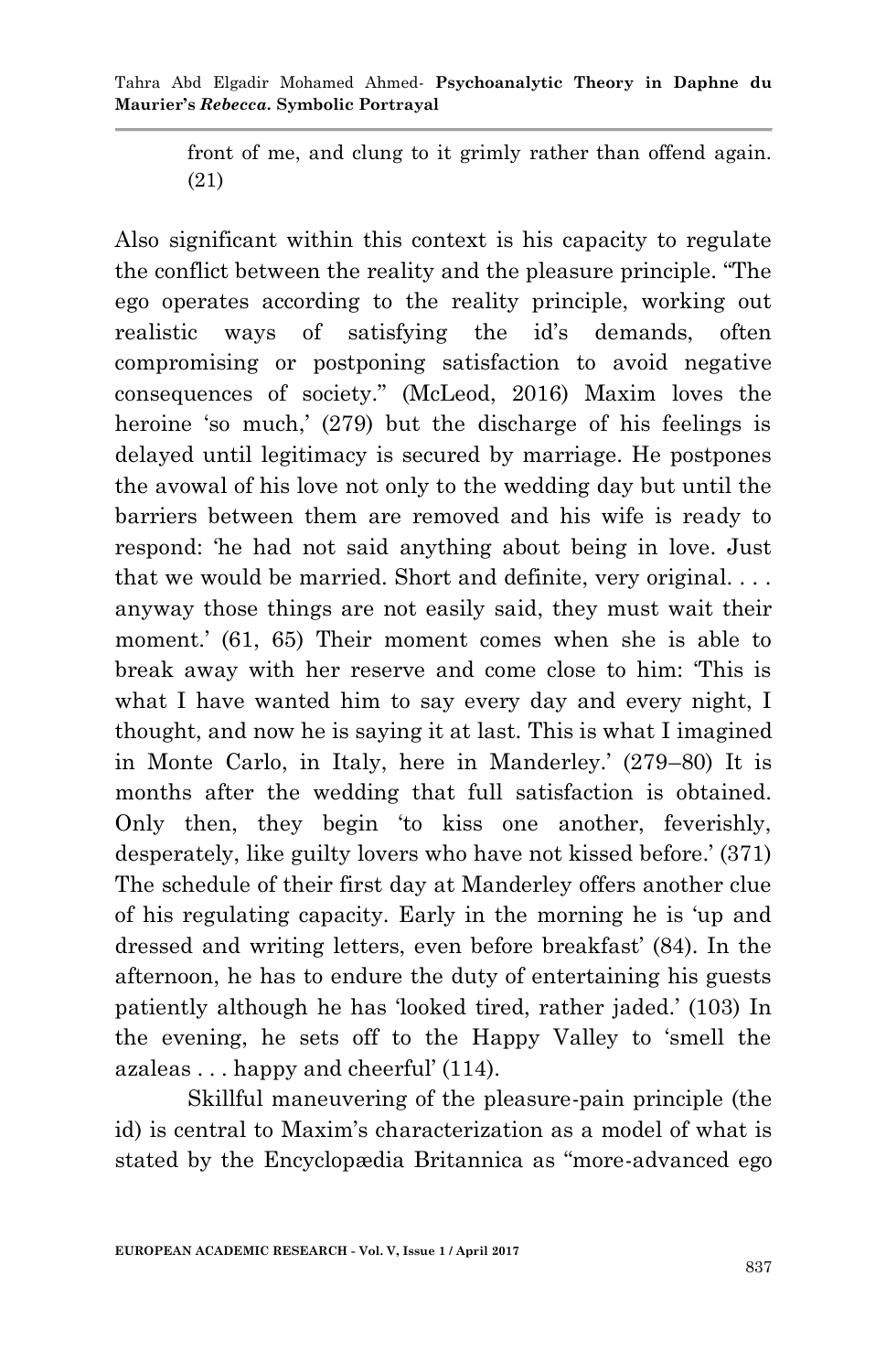> front of me, and clung to it grimly rather than offend again. (21)

Also significant within this context is his capacity to regulate the conflict between the reality and the pleasure principle. "The ego operates according to the reality principle, working out realistic ways of satisfying the id's demands, often compromising or postponing satisfaction to avoid negative consequences of society." (McLeod, 2016) Maxim loves the heroine 'so much,' (279) but the discharge of his feelings is delayed until legitimacy is secured by marriage. He postpones the avowal of his love not only to the wedding day but until the barriers between them are removed and his wife is ready to respond: 'he had not said anything about being in love. Just that we would be married. Short and definite, very original. . . . anyway those things are not easily said, they must wait their moment.' (61, 65) Their moment comes when she is able to break away with her reserve and come close to him: 'This is what I have wanted him to say every day and every night, I thought, and now he is saying it at last. This is what I imagined in Monte Carlo, in Italy, here in Manderley.' (279–80) It is months after the wedding that full satisfaction is obtained. Only then, they begin 'to kiss one another, feverishly, desperately, like guilty lovers who have not kissed before.' (371) The schedule of their first day at Manderley offers another clue of his regulating capacity. Early in the morning he is 'up and dressed and writing letters, even before breakfast' (84). In the afternoon, he has to endure the duty of entertaining his guests patiently although he has 'looked tired, rather jaded.' (103) In the evening, he sets off to the Happy Valley to 'smell the azaleas . . . happy and cheerful' (114).

Skillful maneuvering of the pleasure-pain principle (the id) is central to Maxim's characterization as a model of what is stated by the Encyclopædia Britannica as "more-advanced ego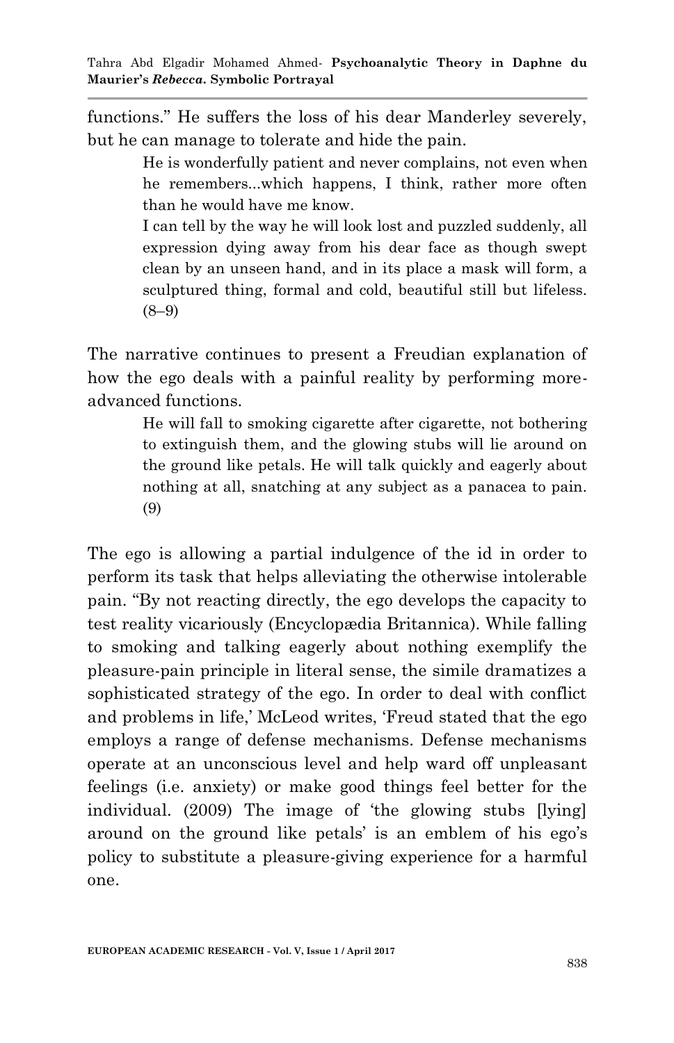functions." He suffers the loss of his dear Manderley severely, but he can manage to tolerate and hide the pain.

> He is wonderfully patient and never complains, not even when he remembers...which happens, I think, rather more often than he would have me know.
>
> I can tell by the way he will look lost and puzzled suddenly, all expression dying away from his dear face as though swept clean by an unseen hand, and in its place a mask will form, a sculptured thing, formal and cold, beautiful still but lifeless. (8–9)

The narrative continues to present a Freudian explanation of how the ego deals with a painful reality by performing more-advanced functions.

> He will fall to smoking cigarette after cigarette, not bothering to extinguish them, and the glowing stubs will lie around on the ground like petals. He will talk quickly and eagerly about nothing at all, snatching at any subject as a panacea to pain. (9)

The ego is allowing a partial indulgence of the id in order to perform its task that helps alleviating the otherwise intolerable pain. "By not reacting directly, the ego develops the capacity to test reality vicariously (Encyclopædia Britannica). While falling to smoking and talking eagerly about nothing exemplify the pleasure-pain principle in literal sense, the simile dramatizes a sophisticated strategy of the ego. In order to deal with conflict and problems in life,' McLeod writes, 'Freud stated that the ego employs a range of defense mechanisms. Defense mechanisms operate at an unconscious level and help ward off unpleasant feelings (i.e. anxiety) or make good things feel better for the individual. (2009) The image of 'the glowing stubs [lying] around on the ground like petals' is an emblem of his ego's policy to substitute a pleasure-giving experience for a harmful one.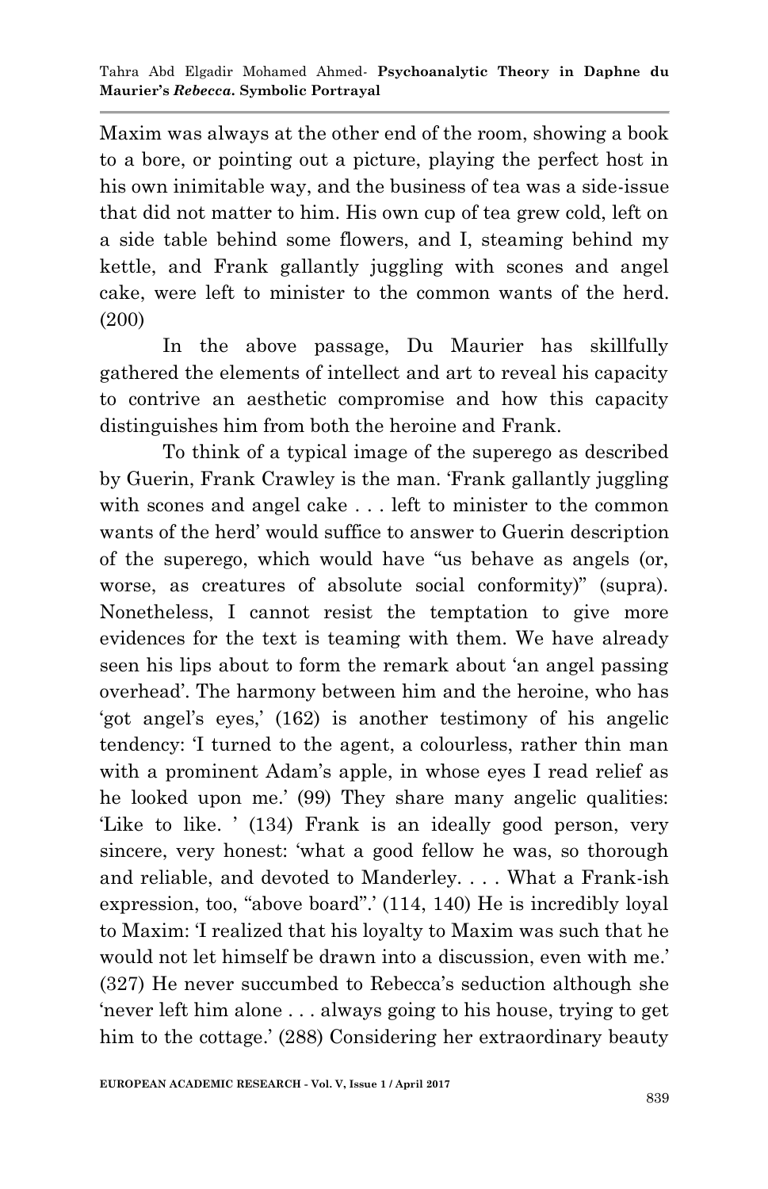Maxim was always at the other end of the room, showing a book to a bore, or pointing out a picture, playing the perfect host in his own inimitable way, and the business of tea was a side-issue that did not matter to him. His own cup of tea grew cold, left on a side table behind some flowers, and I, steaming behind my kettle, and Frank gallantly juggling with scones and angel cake, were left to minister to the common wants of the herd. (200)

In the above passage, Du Maurier has skillfully gathered the elements of intellect and art to reveal his capacity to contrive an aesthetic compromise and how this capacity distinguishes him from both the heroine and Frank.

To think of a typical image of the superego as described by Guerin, Frank Crawley is the man. 'Frank gallantly juggling with scones and angel cake . . . left to minister to the common wants of the herd' would suffice to answer to Guerin description of the superego, which would have "us behave as angels (or, worse, as creatures of absolute social conformity)" (supra). Nonetheless, I cannot resist the temptation to give more evidences for the text is teaming with them. We have already seen his lips about to form the remark about 'an angel passing overhead'. The harmony between him and the heroine, who has 'got angel's eyes,' (162) is another testimony of his angelic tendency: 'I turned to the agent, a colourless, rather thin man with a prominent Adam's apple, in whose eyes I read relief as he looked upon me.' (99) They share many angelic qualities: 'Like to like. ' (134) Frank is an ideally good person, very sincere, very honest: 'what a good fellow he was, so thorough and reliable, and devoted to Manderley. . . . What a Frank-ish expression, too, "above board".' (114, 140) He is incredibly loyal to Maxim: 'I realized that his loyalty to Maxim was such that he would not let himself be drawn into a discussion, even with me.' (327) He never succumbed to Rebecca's seduction although she 'never left him alone . . . always going to his house, trying to get him to the cottage.' (288) Considering her extraordinary beauty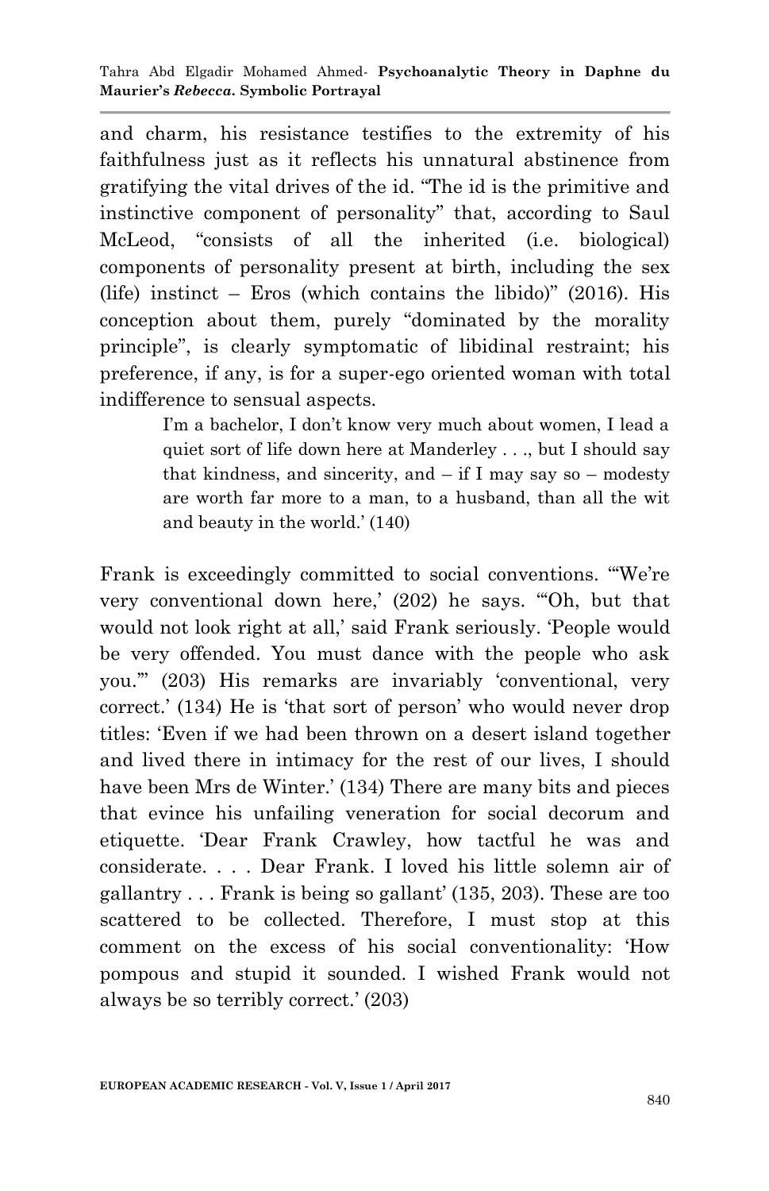and charm, his resistance testifies to the extremity of his faithfulness just as it reflects his unnatural abstinence from gratifying the vital drives of the id. "The id is the primitive and instinctive component of personality" that, according to Saul McLeod, "consists of all the inherited (i.e. biological) components of personality present at birth, including the sex (life) instinct – Eros (which contains the libido)" (2016). His conception about them, purely "dominated by the morality principle", is clearly symptomatic of libidinal restraint; his preference, if any, is for a super-ego oriented woman with total indifference to sensual aspects.

> I'm a bachelor, I don't know very much about women, I lead a quiet sort of life down here at Manderley . . ., but I should say that kindness, and sincerity, and – if I may say so – modesty are worth far more to a man, to a husband, than all the wit and beauty in the world.' (140)

Frank is exceedingly committed to social conventions. "'We're very conventional down here,' (202) he says. "'Oh, but that would not look right at all,' said Frank seriously. 'People would be very offended. You must dance with the people who ask you.'" (203) His remarks are invariably 'conventional, very correct.' (134) He is 'that sort of person' who would never drop titles: 'Even if we had been thrown on a desert island together and lived there in intimacy for the rest of our lives, I should have been Mrs de Winter.' (134) There are many bits and pieces that evince his unfailing veneration for social decorum and etiquette. 'Dear Frank Crawley, how tactful he was and considerate. . . . Dear Frank. I loved his little solemn air of gallantry . . . Frank is being so gallant' (135, 203). These are too scattered to be collected. Therefore, I must stop at this comment on the excess of his social conventionality: 'How pompous and stupid it sounded. I wished Frank would not always be so terribly correct.' (203)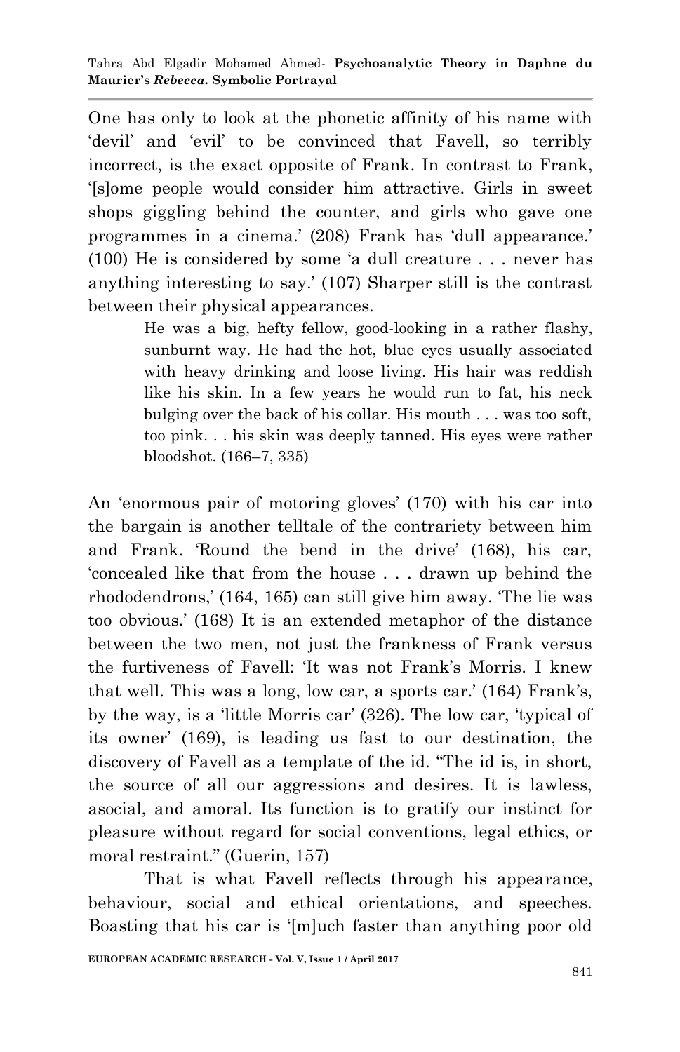One has only to look at the phonetic affinity of his name with 'devil' and 'evil' to be convinced that Favell, so terribly incorrect, is the exact opposite of Frank. In contrast to Frank, '[s]ome people would consider him attractive. Girls in sweet shops giggling behind the counter, and girls who gave one programmes in a cinema.' (208) Frank has 'dull appearance.' (100) He is considered by some 'a dull creature . . . never has anything interesting to say.' (107) Sharper still is the contrast between their physical appearances.

> He was a big, hefty fellow, good-looking in a rather flashy, sunburnt way. He had the hot, blue eyes usually associated with heavy drinking and loose living. His hair was reddish like his skin. In a few years he would run to fat, his neck bulging over the back of his collar. His mouth . . . was too soft, too pink. . . his skin was deeply tanned. His eyes were rather bloodshot. (166–7, 335)

An 'enormous pair of motoring gloves' (170) with his car into the bargain is another telltale of the contrariety between him and Frank. 'Round the bend in the drive' (168), his car, 'concealed like that from the house . . . drawn up behind the rhododendrons,' (164, 165) can still give him away. 'The lie was too obvious.' (168) It is an extended metaphor of the distance between the two men, not just the frankness of Frank versus the furtiveness of Favell: 'It was not Frank's Morris. I knew that well. This was a long, low car, a sports car.' (164) Frank's, by the way, is a 'little Morris car' (326). The low car, 'typical of its owner' (169), is leading us fast to our destination, the discovery of Favell as a template of the id. "The id is, in short, the source of all our aggressions and desires. It is lawless, asocial, and amoral. Its function is to gratify our instinct for pleasure without regard for social conventions, legal ethics, or moral restraint." (Guerin, 157)

That is what Favell reflects through his appearance, behaviour, social and ethical orientations, and speeches. Boasting that his car is '[m]uch faster than anything poor old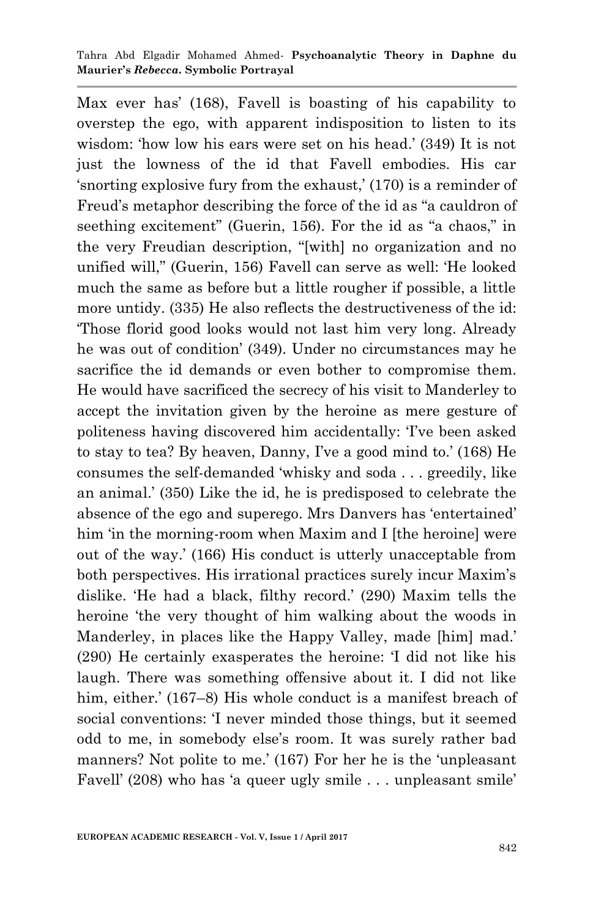Max ever has' (168), Favell is boasting of his capability to overstep the ego, with apparent indisposition to listen to its wisdom: 'how low his ears were set on his head.' (349) It is not just the lowness of the id that Favell embodies. His car 'snorting explosive fury from the exhaust,' (170) is a reminder of Freud's metaphor describing the force of the id as "a cauldron of seething excitement" (Guerin, 156). For the id as "a chaos," in the very Freudian description, "[with] no organization and no unified will," (Guerin, 156) Favell can serve as well: 'He looked much the same as before but a little rougher if possible, a little more untidy. (335) He also reflects the destructiveness of the id: 'Those florid good looks would not last him very long. Already he was out of condition' (349). Under no circumstances may he sacrifice the id demands or even bother to compromise them. He would have sacrificed the secrecy of his visit to Manderley to accept the invitation given by the heroine as mere gesture of politeness having discovered him accidentally: 'I've been asked to stay to tea? By heaven, Danny, I've a good mind to.' (168) He consumes the self-demanded 'whisky and soda . . . greedily, like an animal.' (350) Like the id, he is predisposed to celebrate the absence of the ego and superego. Mrs Danvers has 'entertained' him 'in the morning-room when Maxim and I [the heroine] were out of the way.' (166) His conduct is utterly unacceptable from both perspectives. His irrational practices surely incur Maxim's dislike. 'He had a black, filthy record.' (290) Maxim tells the heroine 'the very thought of him walking about the woods in Manderley, in places like the Happy Valley, made [him] mad.' (290) He certainly exasperates the heroine: 'I did not like his laugh. There was something offensive about it. I did not like him, either.' (167–8) His whole conduct is a manifest breach of social conventions: 'I never minded those things, but it seemed odd to me, in somebody else's room. It was surely rather bad manners? Not polite to me.' (167) For her he is the 'unpleasant Favell' (208) who has 'a queer ugly smile . . . unpleasant smile'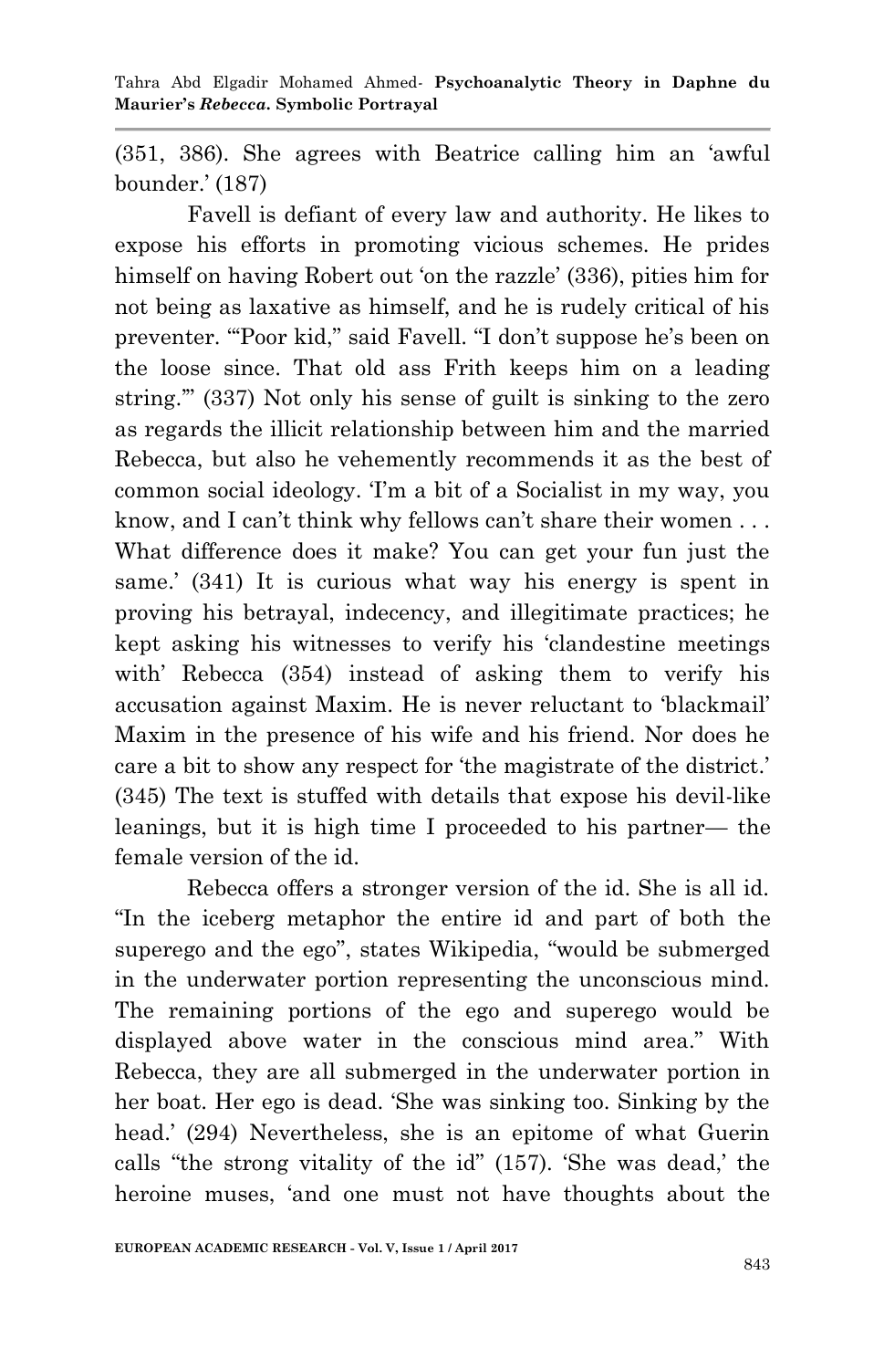(351, 386). She agrees with Beatrice calling him an 'awful bounder.' (187)

Favell is defiant of every law and authority. He likes to expose his efforts in promoting vicious schemes. He prides himself on having Robert out 'on the razzle' (336), pities him for not being as laxative as himself, and he is rudely critical of his preventer. "'Poor kid," said Favell. "I don't suppose he's been on the loose since. That old ass Frith keeps him on a leading string."' (337) Not only his sense of guilt is sinking to the zero as regards the illicit relationship between him and the married Rebecca, but also he vehemently recommends it as the best of common social ideology. 'I'm a bit of a Socialist in my way, you know, and I can't think why fellows can't share their women . . . What difference does it make? You can get your fun just the same.' (341) It is curious what way his energy is spent in proving his betrayal, indecency, and illegitimate practices; he kept asking his witnesses to verify his 'clandestine meetings with' Rebecca (354) instead of asking them to verify his accusation against Maxim. He is never reluctant to 'blackmail' Maxim in the presence of his wife and his friend. Nor does he care a bit to show any respect for 'the magistrate of the district.' (345) The text is stuffed with details that expose his devil-like leanings, but it is high time I proceeded to his partner— the female version of the id.

Rebecca offers a stronger version of the id. She is all id. "In the iceberg metaphor the entire id and part of both the superego and the ego", states Wikipedia, "would be submerged in the underwater portion representing the unconscious mind. The remaining portions of the ego and superego would be displayed above water in the conscious mind area." With Rebecca, they are all submerged in the underwater portion in her boat. Her ego is dead. 'She was sinking too. Sinking by the head.' (294) Nevertheless, she is an epitome of what Guerin calls "the strong vitality of the id" (157). 'She was dead,' the heroine muses, 'and one must not have thoughts about the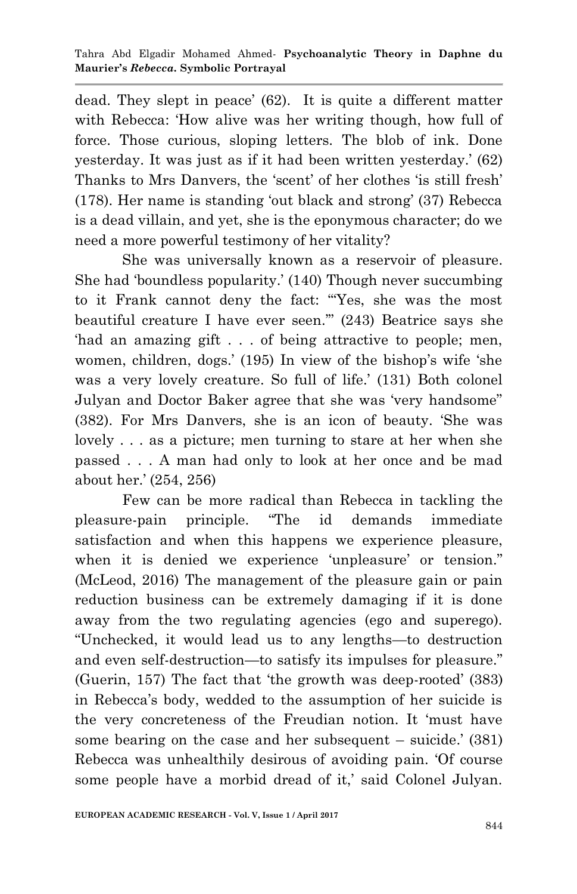dead. They slept in peace' (62). It is quite a different matter with Rebecca: 'How alive was her writing though, how full of force. Those curious, sloping letters. The blob of ink. Done yesterday. It was just as if it had been written yesterday.' (62) Thanks to Mrs Danvers, the 'scent' of her clothes 'is still fresh' (178). Her name is standing 'out black and strong' (37) Rebecca is a dead villain, and yet, she is the eponymous character; do we need a more powerful testimony of her vitality?

She was universally known as a reservoir of pleasure. She had 'boundless popularity.' (140) Though never succumbing to it Frank cannot deny the fact: "'Yes, she was the most beautiful creature I have ever seen.'" (243) Beatrice says she 'had an amazing gift . . . of being attractive to people; men, women, children, dogs.' (195) In view of the bishop's wife 'she was a very lovely creature. So full of life.' (131) Both colonel Julyan and Doctor Baker agree that she was 'very handsome" (382). For Mrs Danvers, she is an icon of beauty. 'She was lovely . . . as a picture; men turning to stare at her when she passed . . . A man had only to look at her once and be mad about her.' (254, 256)

Few can be more radical than Rebecca in tackling the pleasure-pain principle. "The id demands immediate satisfaction and when this happens we experience pleasure, when it is denied we experience 'unpleasure' or tension." (McLeod, 2016) The management of the pleasure gain or pain reduction business can be extremely damaging if it is done away from the two regulating agencies (ego and superego). "Unchecked, it would lead us to any lengths—to destruction and even self-destruction—to satisfy its impulses for pleasure." (Guerin, 157) The fact that 'the growth was deep-rooted' (383) in Rebecca's body, wedded to the assumption of her suicide is the very concreteness of the Freudian notion. It 'must have some bearing on the case and her subsequent – suicide.' (381) Rebecca was unhealthily desirous of avoiding pain. 'Of course some people have a morbid dread of it,' said Colonel Julyan.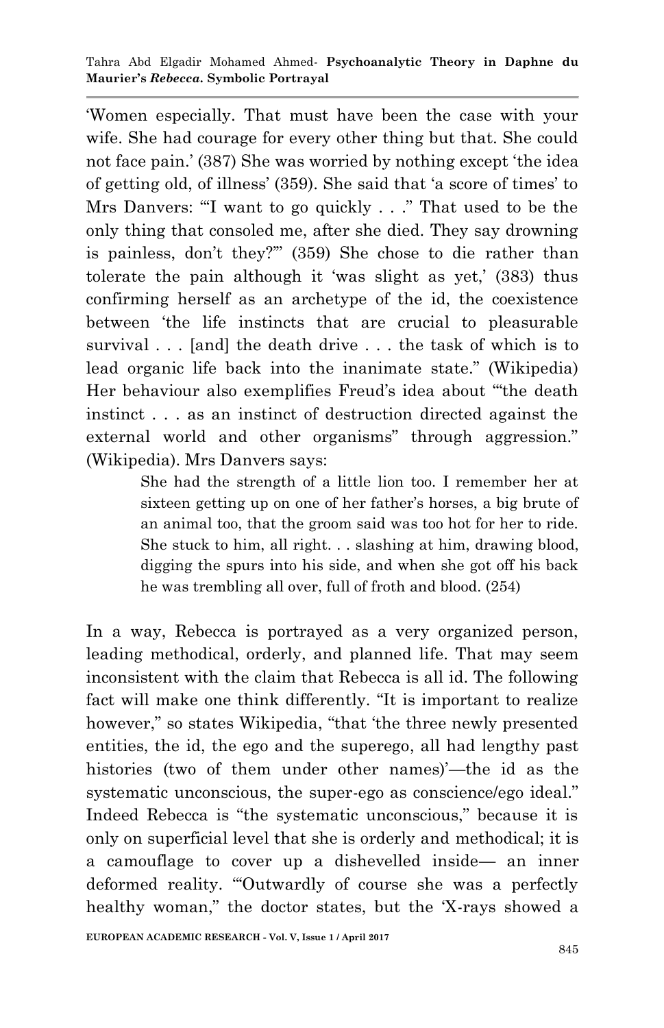'Women especially. That must have been the case with your wife. She had courage for every other thing but that. She could not face pain.' (387) She was worried by nothing except 'the idea of getting old, of illness' (359). She said that 'a score of times' to Mrs Danvers: '"I want to go quickly . . ." That used to be the only thing that consoled me, after she died. They say drowning is painless, don't they?"' (359) She chose to die rather than tolerate the pain although it 'was slight as yet,' (383) thus confirming herself as an archetype of the id, the coexistence between 'the life instincts that are crucial to pleasurable survival . . . [and] the death drive . . . the task of which is to lead organic life back into the inanimate state." (Wikipedia) Her behaviour also exemplifies Freud's idea about '"the death instinct . . . as an instinct of destruction directed against the external world and other organisms" through aggression." (Wikipedia). Mrs Danvers says:

> She had the strength of a little lion too. I remember her at sixteen getting up on one of her father's horses, a big brute of an animal too, that the groom said was too hot for her to ride. She stuck to him, all right. . . slashing at him, drawing blood, digging the spurs into his side, and when she got off his back he was trembling all over, full of froth and blood. (254)

In a way, Rebecca is portrayed as a very organized person, leading methodical, orderly, and planned life. That may seem inconsistent with the claim that Rebecca is all id. The following fact will make one think differently. "It is important to realize however," so states Wikipedia, "that 'the three newly presented entities, the id, the ego and the superego, all had lengthy past histories (two of them under other names)'—the id as the systematic unconscious, the super-ego as conscience/ego ideal." Indeed Rebecca is "the systematic unconscious," because it is only on superficial level that she is orderly and methodical; it is a camouflage to cover up a dishevelled inside— an inner deformed reality. '"Outwardly of course she was a perfectly healthy woman," the doctor states, but the 'X-rays showed a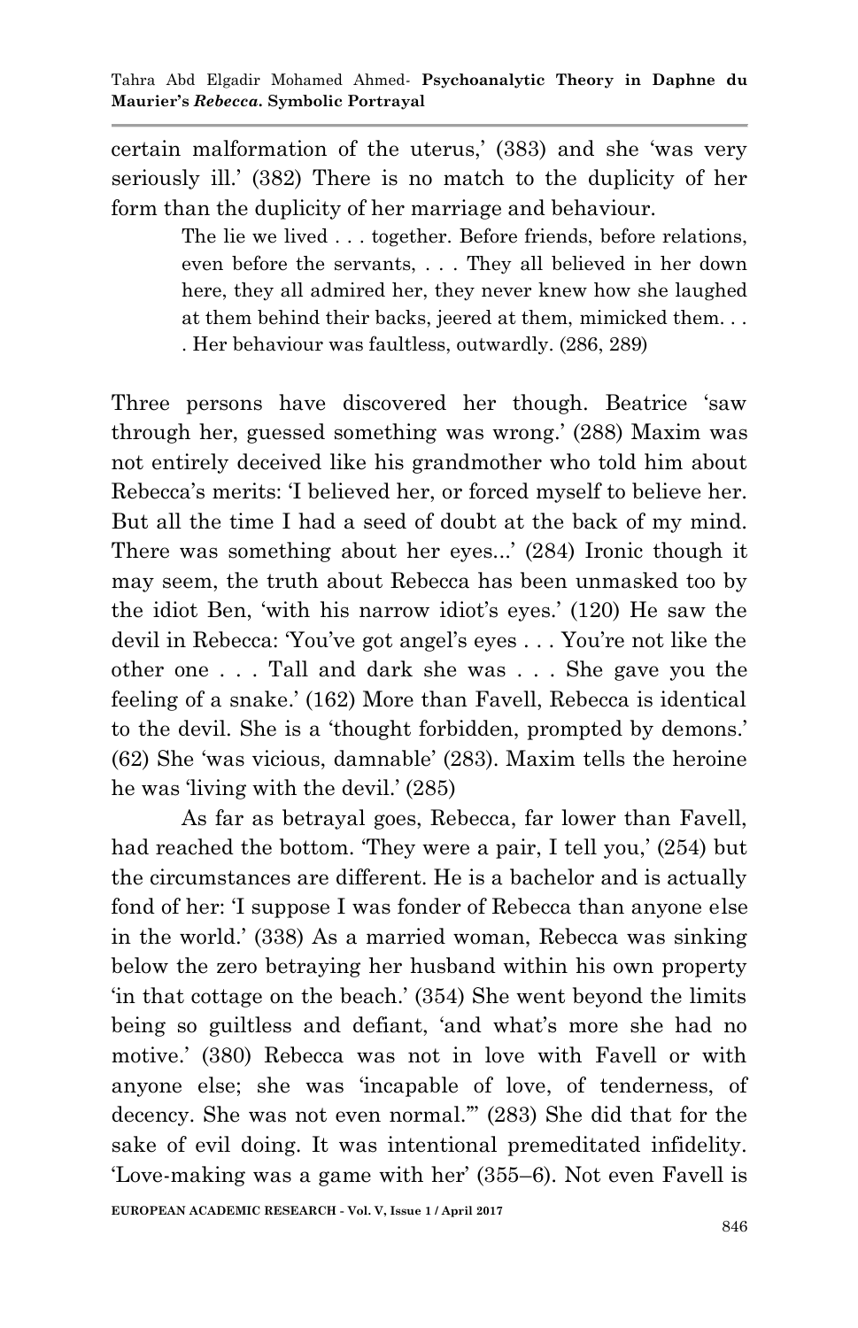certain malformation of the uterus,' (383) and she 'was very seriously ill.' (382) There is no match to the duplicity of her form than the duplicity of her marriage and behaviour.

> The lie we lived . . . together. Before friends, before relations, even before the servants, . . . They all believed in her down here, they all admired her, they never knew how she laughed at them behind their backs, jeered at them, mimicked them. . . . Her behaviour was faultless, outwardly. (286, 289)

Three persons have discovered her though. Beatrice 'saw through her, guessed something was wrong.' (288) Maxim was not entirely deceived like his grandmother who told him about Rebecca's merits: 'I believed her, or forced myself to believe her. But all the time I had a seed of doubt at the back of my mind. There was something about her eyes...' (284) Ironic though it may seem, the truth about Rebecca has been unmasked too by the idiot Ben, 'with his narrow idiot's eyes.' (120) He saw the devil in Rebecca: 'You've got angel's eyes . . . You're not like the other one . . . Tall and dark she was . . . She gave you the feeling of a snake.' (162) More than Favell, Rebecca is identical to the devil. She is a 'thought forbidden, prompted by demons.' (62) She 'was vicious, damnable' (283). Maxim tells the heroine he was 'living with the devil.' (285)

As far as betrayal goes, Rebecca, far lower than Favell, had reached the bottom. 'They were a pair, I tell you,' (254) but the circumstances are different. He is a bachelor and is actually fond of her: 'I suppose I was fonder of Rebecca than anyone else in the world.' (338) As a married woman, Rebecca was sinking below the zero betraying her husband within his own property 'in that cottage on the beach.' (354) She went beyond the limits being so guiltless and defiant, 'and what's more she had no motive.' (380) Rebecca was not in love with Favell or with anyone else; she was 'incapable of love, of tenderness, of decency. She was not even normal."' (283) She did that for the sake of evil doing. It was intentional premeditated infidelity. 'Love-making was a game with her' (355–6). Not even Favell is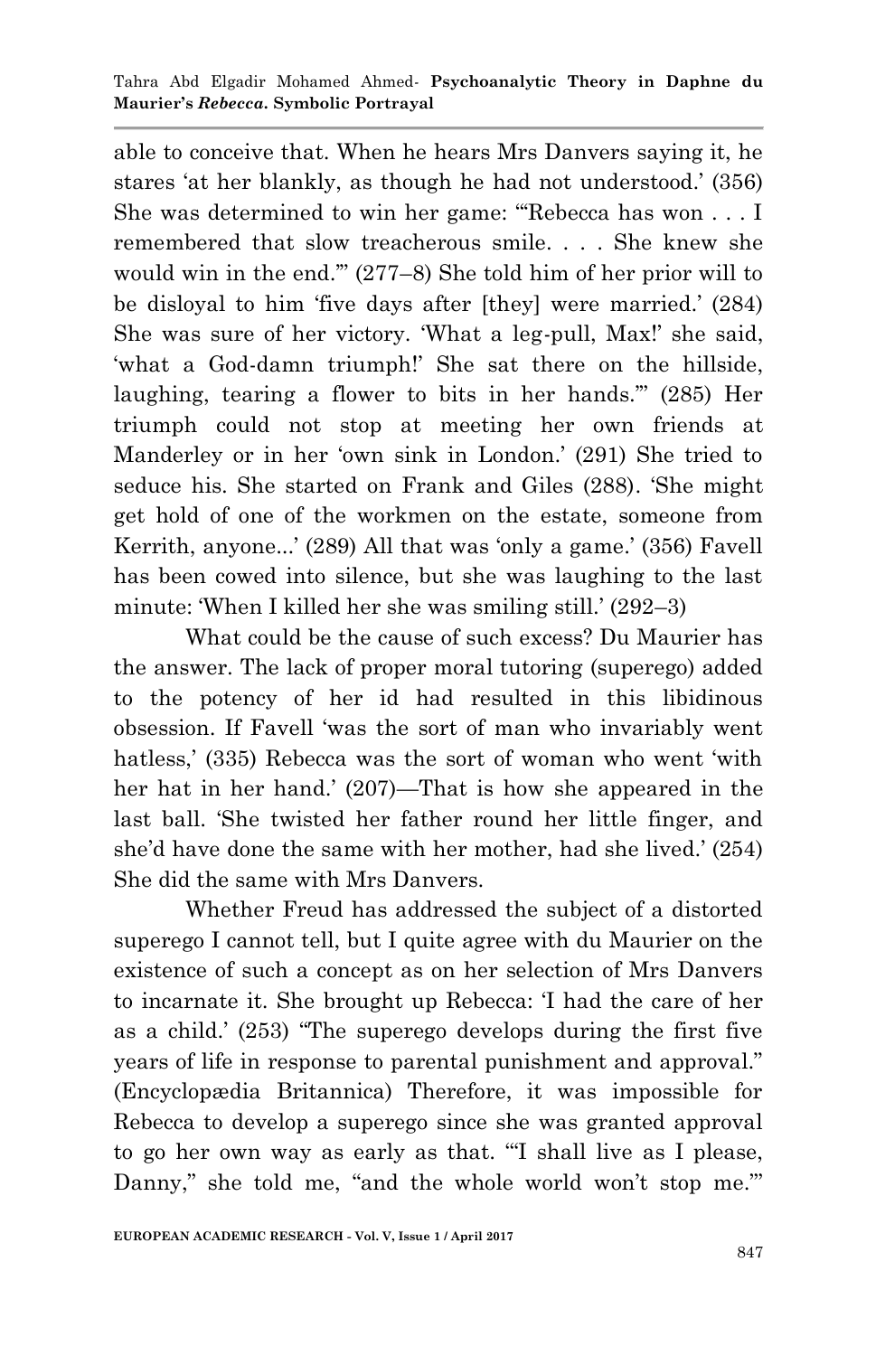able to conceive that. When he hears Mrs Danvers saying it, he stares 'at her blankly, as though he had not understood.' (356) She was determined to win her game: '"Rebecca has won . . . I remembered that slow treacherous smile. . . . She knew she would win in the end."' (277–8) She told him of her prior will to be disloyal to him 'five days after [they] were married.' (284) She was sure of her victory. 'What a leg-pull, Max!' she said, 'what a God-damn triumph!' She sat there on the hillside, laughing, tearing a flower to bits in her hands."' (285) Her triumph could not stop at meeting her own friends at Manderley or in her 'own sink in London.' (291) She tried to seduce his. She started on Frank and Giles (288). 'She might get hold of one of the workmen on the estate, someone from Kerrith, anyone...' (289) All that was 'only a game.' (356) Favell has been cowed into silence, but she was laughing to the last minute: 'When I killed her she was smiling still.' (292–3)

What could be the cause of such excess? Du Maurier has the answer. The lack of proper moral tutoring (superego) added to the potency of her id had resulted in this libidinous obsession. If Favell 'was the sort of man who invariably went hatless,' (335) Rebecca was the sort of woman who went 'with her hat in her hand.' (207)—That is how she appeared in the last ball. 'She twisted her father round her little finger, and she'd have done the same with her mother, had she lived.' (254) She did the same with Mrs Danvers.

Whether Freud has addressed the subject of a distorted superego I cannot tell, but I quite agree with du Maurier on the existence of such a concept as on her selection of Mrs Danvers to incarnate it. She brought up Rebecca: 'I had the care of her as a child.' (253) "The superego develops during the first five years of life in response to parental punishment and approval." (Encyclopædia Britannica) Therefore, it was impossible for Rebecca to develop a superego since she was granted approval to go her own way as early as that. '"I shall live as I please, Danny," she told me, "and the whole world won't stop me."'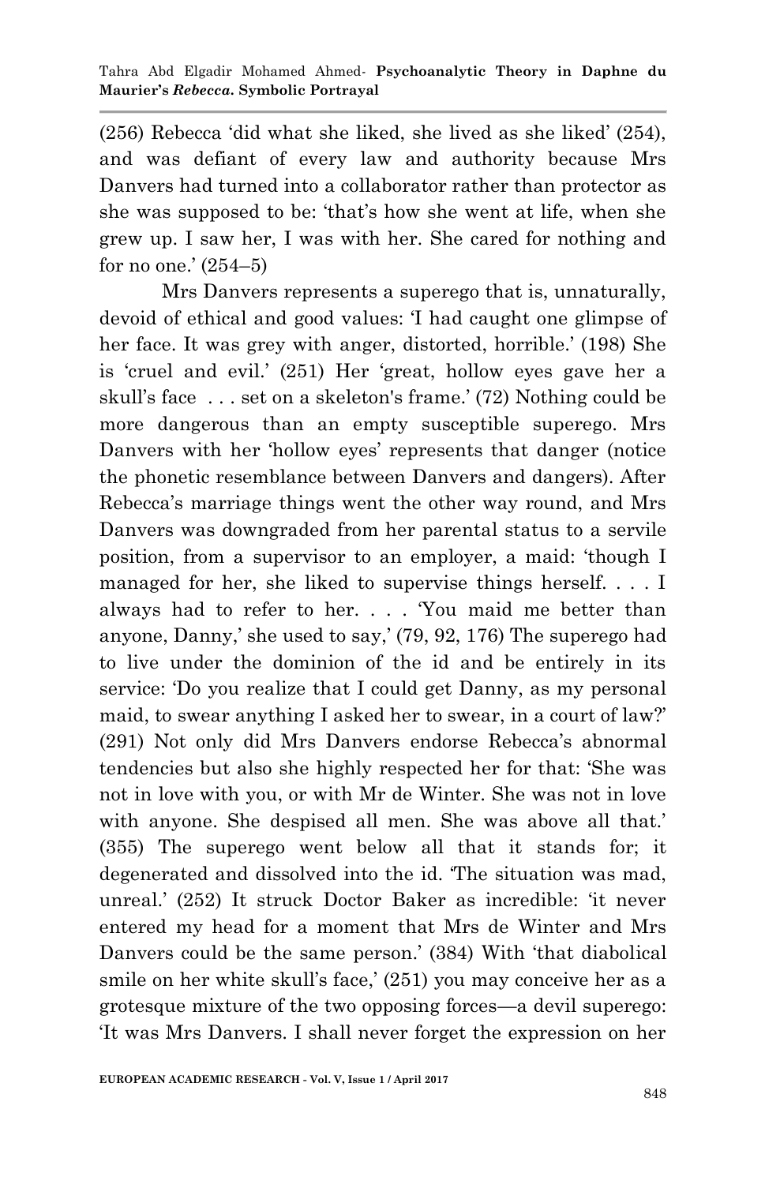(256) Rebecca 'did what she liked, she lived as she liked' (254), and was defiant of every law and authority because Mrs Danvers had turned into a collaborator rather than protector as she was supposed to be: 'that's how she went at life, when she grew up. I saw her, I was with her. She cared for nothing and for no one.' (254–5)

Mrs Danvers represents a superego that is, unnaturally, devoid of ethical and good values: 'I had caught one glimpse of her face. It was grey with anger, distorted, horrible.' (198) She is 'cruel and evil.' (251) Her 'great, hollow eyes gave her a skull's face . . . set on a skeleton's frame.' (72) Nothing could be more dangerous than an empty susceptible superego. Mrs Danvers with her 'hollow eyes' represents that danger (notice the phonetic resemblance between Danvers and dangers). After Rebecca's marriage things went the other way round, and Mrs Danvers was downgraded from her parental status to a servile position, from a supervisor to an employer, a maid: 'though I managed for her, she liked to supervise things herself. . . . I always had to refer to her. . . . 'You maid me better than anyone, Danny,' she used to say,' (79, 92, 176) The superego had to live under the dominion of the id and be entirely in its service: 'Do you realize that I could get Danny, as my personal maid, to swear anything I asked her to swear, in a court of law?' (291) Not only did Mrs Danvers endorse Rebecca's abnormal tendencies but also she highly respected her for that: 'She was not in love with you, or with Mr de Winter. She was not in love with anyone. She despised all men. She was above all that.' (355) The superego went below all that it stands for; it degenerated and dissolved into the id. 'The situation was mad, unreal.' (252) It struck Doctor Baker as incredible: 'it never entered my head for a moment that Mrs de Winter and Mrs Danvers could be the same person.' (384) With 'that diabolical smile on her white skull's face,' (251) you may conceive her as a grotesque mixture of the two opposing forces—a devil superego: 'It was Mrs Danvers. I shall never forget the expression on her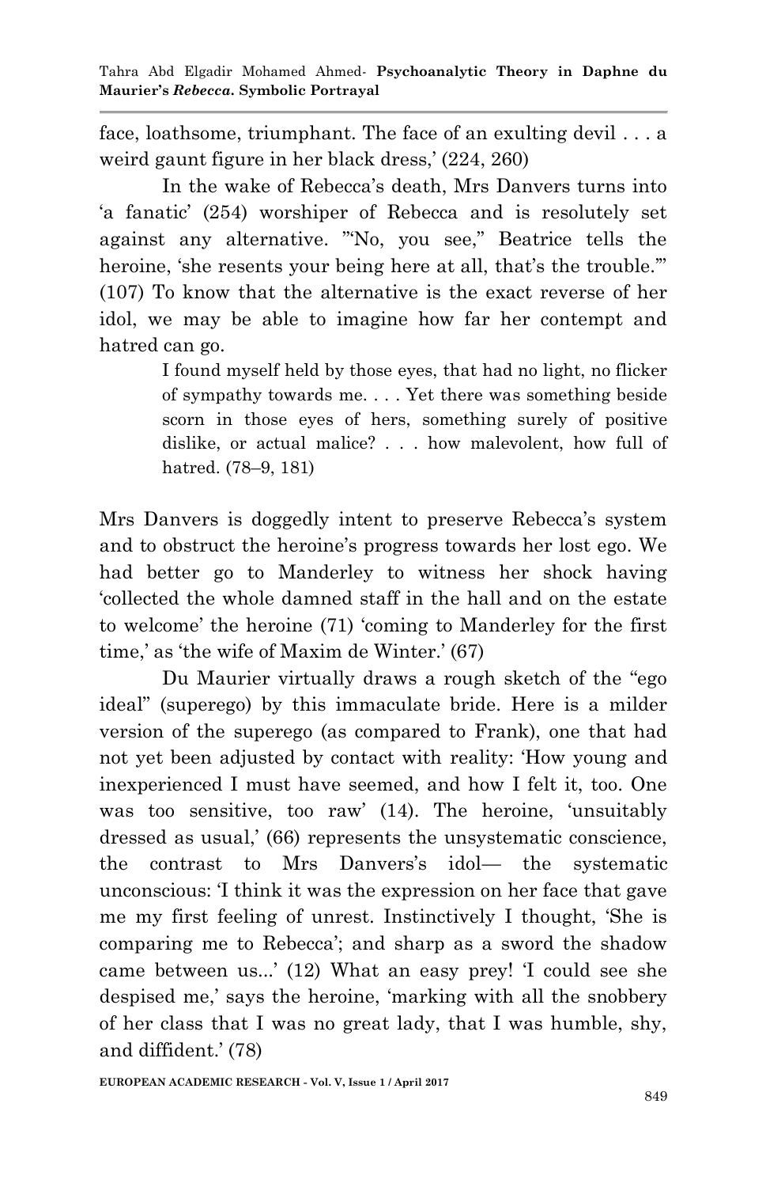face, loathsome, triumphant. The face of an exulting devil . . . a weird gaunt figure in her black dress,' (224, 260)

In the wake of Rebecca's death, Mrs Danvers turns into 'a fanatic' (254) worshiper of Rebecca and is resolutely set against any alternative. "'No, you see," Beatrice tells the heroine, 'she resents your being here at all, that's the trouble.'" (107) To know that the alternative is the exact reverse of her idol, we may be able to imagine how far her contempt and hatred can go.

> I found myself held by those eyes, that had no light, no flicker of sympathy towards me. . . . Yet there was something beside scorn in those eyes of hers, something surely of positive dislike, or actual malice? . . . how malevolent, how full of hatred. (78–9, 181)

Mrs Danvers is doggedly intent to preserve Rebecca's system and to obstruct the heroine's progress towards her lost ego. We had better go to Manderley to witness her shock having 'collected the whole damned staff in the hall and on the estate to welcome' the heroine (71) 'coming to Manderley for the first time,' as 'the wife of Maxim de Winter.' (67)

Du Maurier virtually draws a rough sketch of the "ego ideal" (superego) by this immaculate bride. Here is a milder version of the superego (as compared to Frank), one that had not yet been adjusted by contact with reality: 'How young and inexperienced I must have seemed, and how I felt it, too. One was too sensitive, too raw' (14). The heroine, 'unsuitably dressed as usual,' (66) represents the unsystematic conscience, the contrast to Mrs Danvers's idol— the systematic unconscious: 'I think it was the expression on her face that gave me my first feeling of unrest. Instinctively I thought, 'She is comparing me to Rebecca'; and sharp as a sword the shadow came between us...' (12) What an easy prey! 'I could see she despised me,' says the heroine, 'marking with all the snobbery of her class that I was no great lady, that I was humble, shy, and diffident.' (78)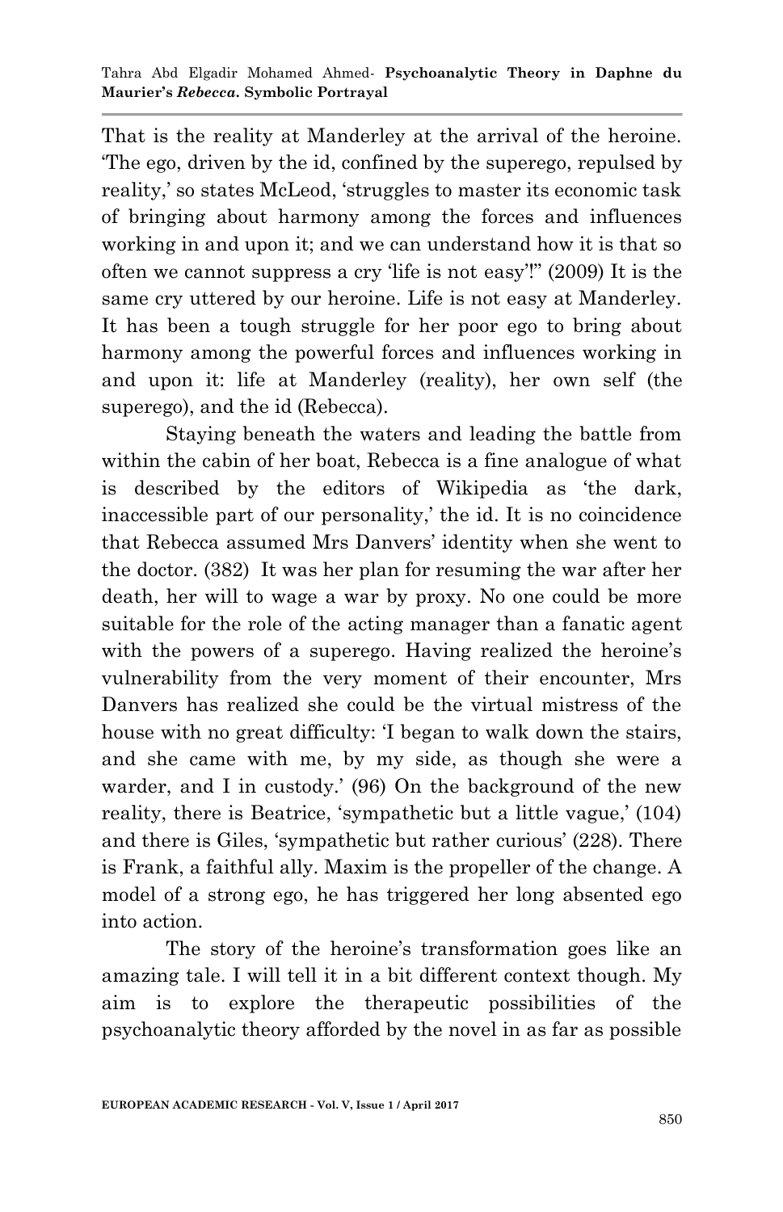That is the reality at Manderley at the arrival of the heroine. 'The ego, driven by the id, confined by the superego, repulsed by reality,' so states McLeod, 'struggles to master its economic task of bringing about harmony among the forces and influences working in and upon it; and we can understand how it is that so often we cannot suppress a cry 'life is not easy'!" (2009) It is the same cry uttered by our heroine. Life is not easy at Manderley. It has been a tough struggle for her poor ego to bring about harmony among the powerful forces and influences working in and upon it: life at Manderley (reality), her own self (the superego), and the id (Rebecca).

Staying beneath the waters and leading the battle from within the cabin of her boat, Rebecca is a fine analogue of what is described by the editors of Wikipedia as 'the dark, inaccessible part of our personality,' the id. It is no coincidence that Rebecca assumed Mrs Danvers' identity when she went to the doctor. (382) It was her plan for resuming the war after her death, her will to wage a war by proxy. No one could be more suitable for the role of the acting manager than a fanatic agent with the powers of a superego. Having realized the heroine's vulnerability from the very moment of their encounter, Mrs Danvers has realized she could be the virtual mistress of the house with no great difficulty: 'I began to walk down the stairs, and she came with me, by my side, as though she were a warder, and I in custody.' (96) On the background of the new reality, there is Beatrice, 'sympathetic but a little vague,' (104) and there is Giles, 'sympathetic but rather curious' (228). There is Frank, a faithful ally. Maxim is the propeller of the change. A model of a strong ego, he has triggered her long absented ego into action.

The story of the heroine's transformation goes like an amazing tale. I will tell it in a bit different context though. My aim is to explore the therapeutic possibilities of the psychoanalytic theory afforded by the novel in as far as possible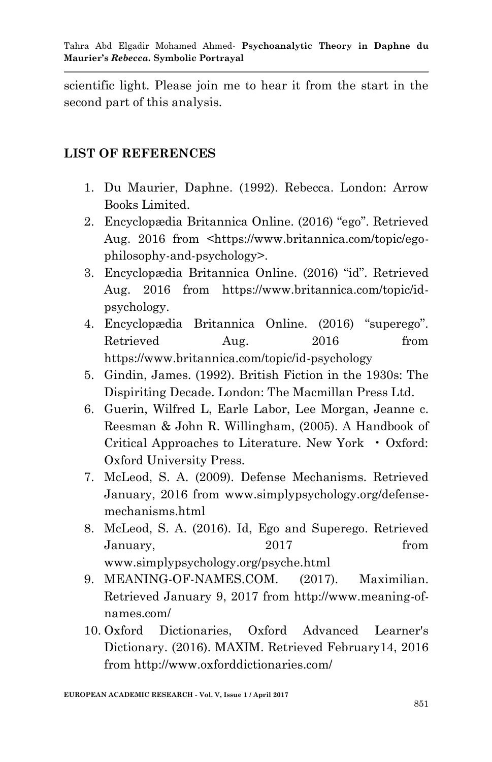scientific light. Please join me to hear it from the start in the second part of this analysis.

## LIST OF REFERENCES

1. Du Maurier, Daphne. (1992). Rebecca. London: Arrow Books Limited.
2. Encyclopædia Britannica Online. (2016) "ego". Retrieved Aug. 2016 from <https://www.britannica.com/topic/ego-philosophy-and-psychology>.
3. Encyclopædia Britannica Online. (2016) "id". Retrieved Aug. 2016 from https://www.britannica.com/topic/id-psychology.
4. Encyclopædia Britannica Online. (2016) "superego". Retrieved Aug. 2016 from https://www.britannica.com/topic/id-psychology
5. Gindin, James. (1992). British Fiction in the 1930s: The Dispiriting Decade. London: The Macmillan Press Ltd.
6. Guerin, Wilfred L, Earle Labor, Lee Morgan, Jeanne c. Reesman & John R. Willingham, (2005). A Handbook of Critical Approaches to Literature. New York • Oxford: Oxford University Press.
7. McLeod, S. A. (2009). Defense Mechanisms. Retrieved January, 2016 from www.simplypsychology.org/defense-mechanisms.html
8. McLeod, S. A. (2016). Id, Ego and Superego. Retrieved January, 2017 from www.simplypsychology.org/psyche.html
9. MEANING-OF-NAMES.COM. (2017). Maximilian. Retrieved January 9, 2017 from http://www.meaning-of-names.com/
10. Oxford Dictionaries, Oxford Advanced Learner's Dictionary. (2016). MAXIM. Retrieved February14, 2016 from http://www.oxforddictionaries.com/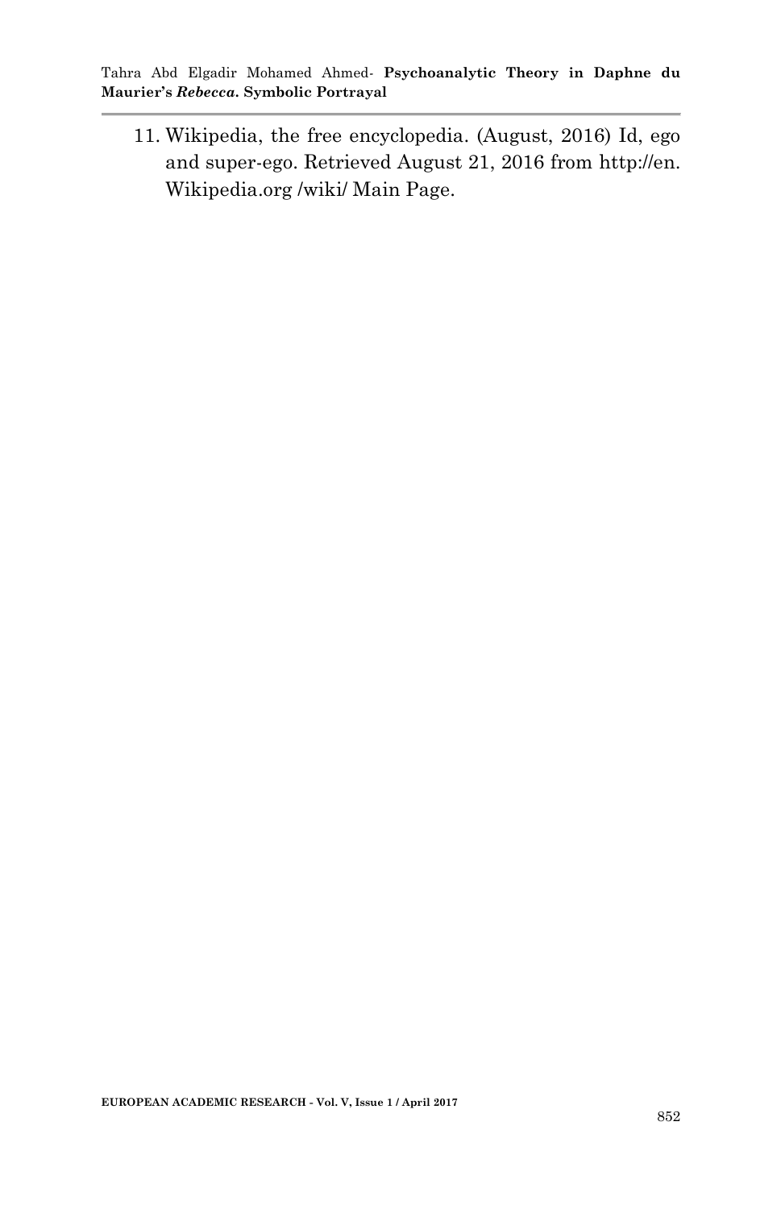11. Wikipedia, the free encyclopedia. (August, 2016) Id, ego and super-ego. Retrieved August 21, 2016 from http://en. Wikipedia.org /wiki/ Main Page.